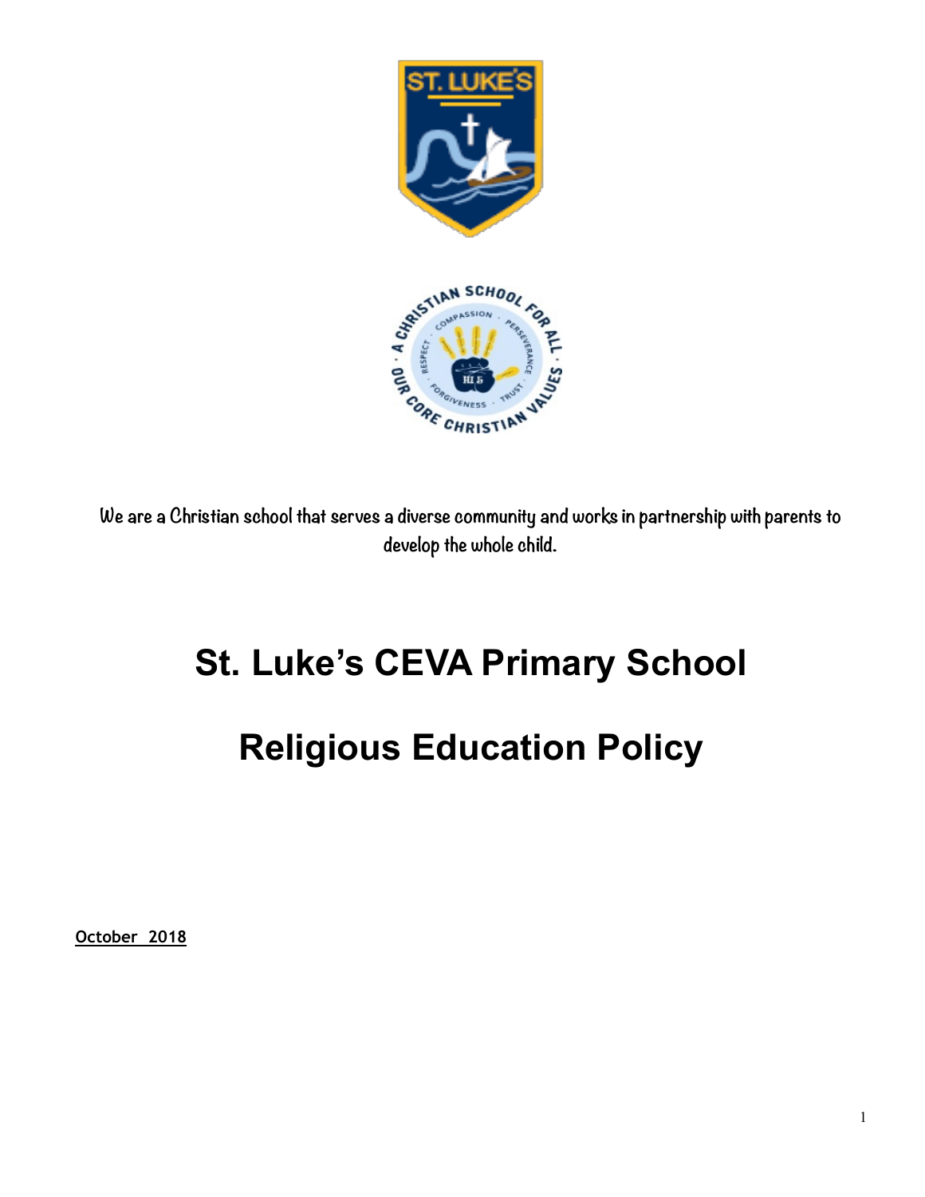We are a Christian school that serves a diverse community and works in partnership with parents to develop the whole child.

# St. Luke's CEVA Primary School

# Religious Education Policy

**October 2018**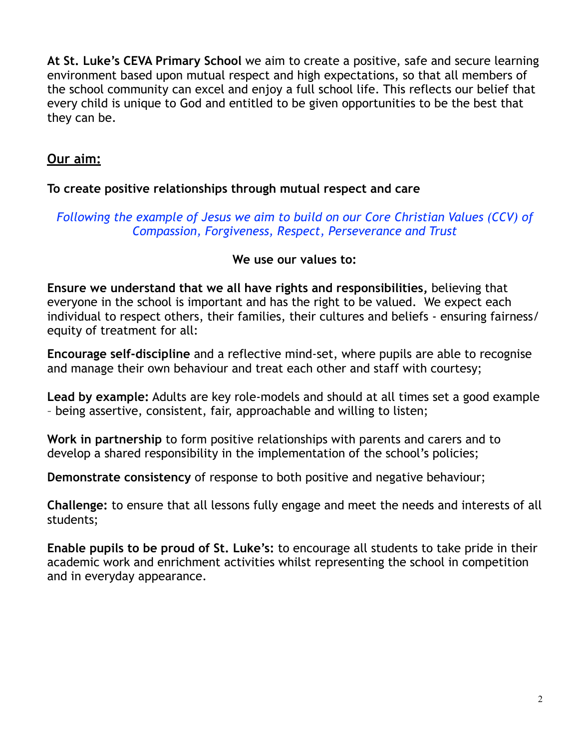**At St. Luke's CEVA Primary School** we aim to create a positive, safe and secure learning environment based upon mutual respect and high expectations, so that all members of the school community can excel and enjoy a full school life. This reflects our belief that every child is unique to God and entitled to be given opportunities to be the best that they can be.

## Our aim:

**To create positive relationships through mutual respect and care**

*Following the example of Jesus we aim to build on our Core Christian Values (CCV) of Compassion, Forgiveness, Respect, Perseverance and Trust*

**We use our values to:**

**Ensure we understand that we all have rights and responsibilities,** believing that everyone in the school is important and has the right to be valued. We expect each individual to respect others, their families, their cultures and beliefs - ensuring fairness/ equity of treatment for all:

**Encourage self-discipline** and a reflective mind-set, where pupils are able to recognise and manage their own behaviour and treat each other and staff with courtesy;

**Lead by example:** Adults are key role-models and should at all times set a good example – being assertive, consistent, fair, approachable and willing to listen;

**Work in partnership** to form positive relationships with parents and carers and to develop a shared responsibility in the implementation of the school's policies;

**Demonstrate consistency** of response to both positive and negative behaviour;

**Challenge:** to ensure that all lessons fully engage and meet the needs and interests of all students;

**Enable pupils to be proud of St. Luke's:** to encourage all students to take pride in their academic work and enrichment activities whilst representing the school in competition and in everyday appearance.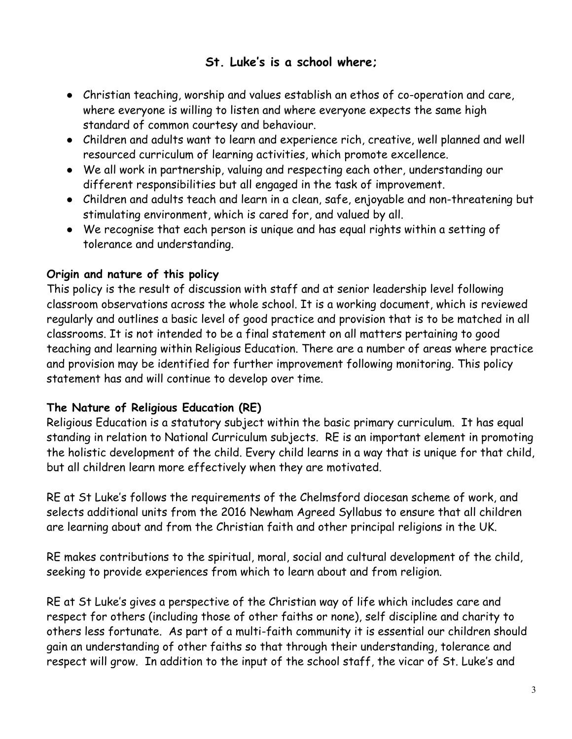## St. Luke's is a school where;

- Christian teaching, worship and values establish an ethos of co-operation and care, where everyone is willing to listen and where everyone expects the same high standard of common courtesy and behaviour.
- Children and adults want to learn and experience rich, creative, well planned and well resourced curriculum of learning activities, which promote excellence.
- We all work in partnership, valuing and respecting each other, understanding our different responsibilities but all engaged in the task of improvement.
- Children and adults teach and learn in a clean, safe, enjoyable and non-threatening but stimulating environment, which is cared for, and valued by all.
- We recognise that each person is unique and has equal rights within a setting of tolerance and understanding.

**Origin and nature of this policy**

This policy is the result of discussion with staff and at senior leadership level following classroom observations across the whole school. It is a working document, which is reviewed regularly and outlines a basic level of good practice and provision that is to be matched in all classrooms. It is not intended to be a final statement on all matters pertaining to good teaching and learning within Religious Education. There are a number of areas where practice and provision may be identified for further improvement following monitoring. This policy statement has and will continue to develop over time.

**The Nature of Religious Education (RE)**

Religious Education is a statutory subject within the basic primary curriculum. It has equal standing in relation to National Curriculum subjects. RE is an important element in promoting the holistic development of the child. Every child learns in a way that is unique for that child, but all children learn more effectively when they are motivated.

RE at St Luke's follows the requirements of the Chelmsford diocesan scheme of work, and selects additional units from the 2016 Newham Agreed Syllabus to ensure that all children are learning about and from the Christian faith and other principal religions in the UK.

RE makes contributions to the spiritual, moral, social and cultural development of the child, seeking to provide experiences from which to learn about and from religion.

RE at St Luke's gives a perspective of the Christian way of life which includes care and respect for others (including those of other faiths or none), self discipline and charity to others less fortunate. As part of a multi-faith community it is essential our children should gain an understanding of other faiths so that through their understanding, tolerance and respect will grow. In addition to the input of the school staff, the vicar of St. Luke's and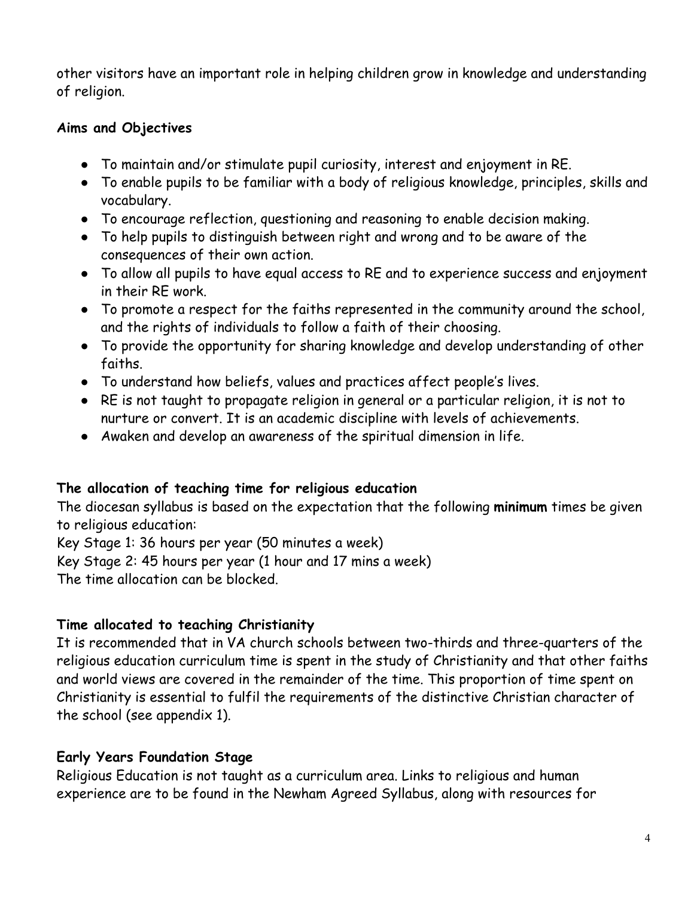other visitors have an important role in helping children grow in knowledge and understanding of religion.

**Aims and Objectives**

- To maintain and/or stimulate pupil curiosity, interest and enjoyment in RE.
- To enable pupils to be familiar with a body of religious knowledge, principles, skills and vocabulary.
- To encourage reflection, questioning and reasoning to enable decision making.
- To help pupils to distinguish between right and wrong and to be aware of the consequences of their own action.
- To allow all pupils to have equal access to RE and to experience success and enjoyment in their RE work.
- To promote a respect for the faiths represented in the community around the school, and the rights of individuals to follow a faith of their choosing.
- To provide the opportunity for sharing knowledge and develop understanding of other faiths.
- To understand how beliefs, values and practices affect people's lives.
- RE is not taught to propagate religion in general or a particular religion, it is not to nurture or convert. It is an academic discipline with levels of achievements.
- Awaken and develop an awareness of the spiritual dimension in life.

**The allocation of teaching time for religious education**

The diocesan syllabus is based on the expectation that the following **minimum** times be given to religious education:

Key Stage 1: 36 hours per year (50 minutes a week)

Key Stage 2: 45 hours per year (1 hour and 17 mins a week)

The time allocation can be blocked.

**Time allocated to teaching Christianity**

It is recommended that in VA church schools between two-thirds and three-quarters of the religious education curriculum time is spent in the study of Christianity and that other faiths and world views are covered in the remainder of the time. This proportion of time spent on Christianity is essential to fulfil the requirements of the distinctive Christian character of the school (see appendix 1).

**Early Years Foundation Stage**

Religious Education is not taught as a curriculum area. Links to religious and human experience are to be found in the Newham Agreed Syllabus, along with resources for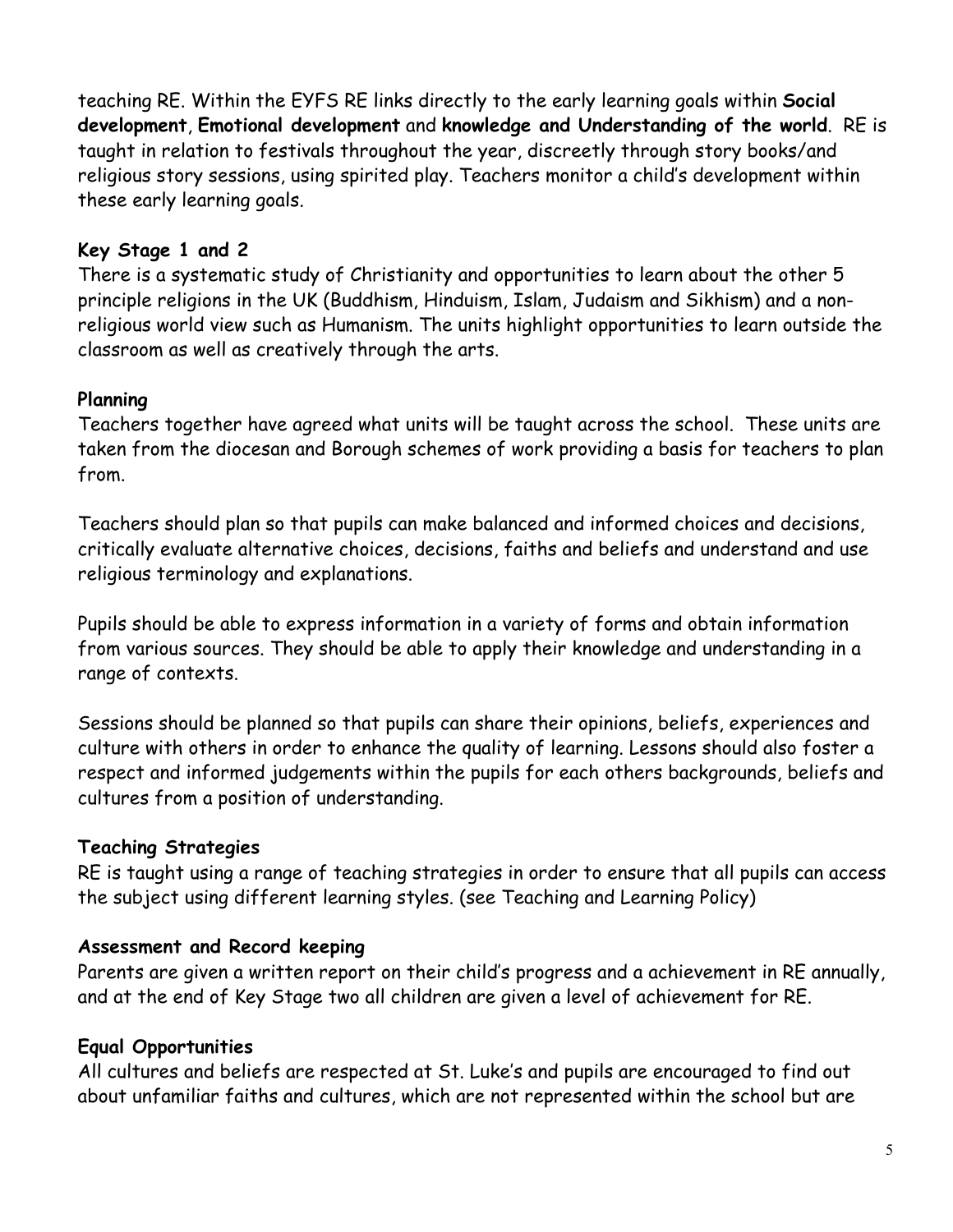teaching RE. Within the EYFS RE links directly to the early learning goals within **Social development**, **Emotional development** and **knowledge and Understanding of the world**. RE is taught in relation to festivals throughout the year, discreetly through story books/and religious story sessions, using spirited play. Teachers monitor a child's development within these early learning goals.

**Key Stage 1 and 2**

There is a systematic study of Christianity and opportunities to learn about the other 5 principle religions in the UK (Buddhism, Hinduism, Islam, Judaism and Sikhism) and a non-religious world view such as Humanism. The units highlight opportunities to learn outside the classroom as well as creatively through the arts.

**Planning**

Teachers together have agreed what units will be taught across the school. These units are taken from the diocesan and Borough schemes of work providing a basis for teachers to plan from.

Teachers should plan so that pupils can make balanced and informed choices and decisions, critically evaluate alternative choices, decisions, faiths and beliefs and understand and use religious terminology and explanations.

Pupils should be able to express information in a variety of forms and obtain information from various sources. They should be able to apply their knowledge and understanding in a range of contexts.

Sessions should be planned so that pupils can share their opinions, beliefs, experiences and culture with others in order to enhance the quality of learning. Lessons should also foster a respect and informed judgements within the pupils for each others backgrounds, beliefs and cultures from a position of understanding.

**Teaching Strategies**

RE is taught using a range of teaching strategies in order to ensure that all pupils can access the subject using different learning styles. (see Teaching and Learning Policy)

**Assessment and Record keeping**

Parents are given a written report on their child's progress and a achievement in RE annually, and at the end of Key Stage two all children are given a level of achievement for RE.

**Equal Opportunities**

All cultures and beliefs are respected at St. Luke's and pupils are encouraged to find out about unfamiliar faiths and cultures, which are not represented within the school but are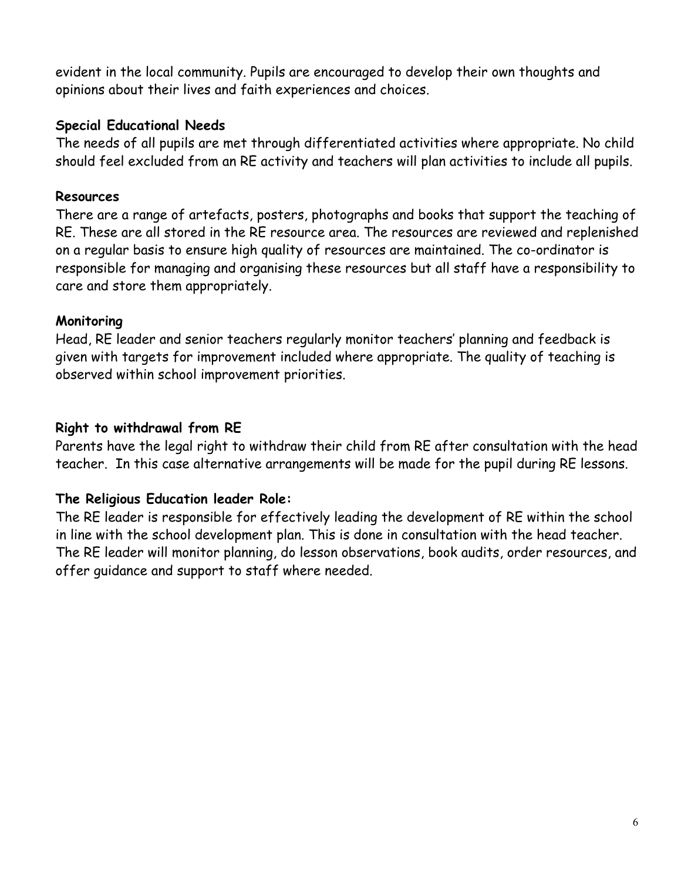evident in the local community. Pupils are encouraged to develop their own thoughts and opinions about their lives and faith experiences and choices.

**Special Educational Needs**

The needs of all pupils are met through differentiated activities where appropriate. No child should feel excluded from an RE activity and teachers will plan activities to include all pupils.

**Resources**

There are a range of artefacts, posters, photographs and books that support the teaching of RE. These are all stored in the RE resource area. The resources are reviewed and replenished on a regular basis to ensure high quality of resources are maintained. The co-ordinator is responsible for managing and organising these resources but all staff have a responsibility to care and store them appropriately.

**Monitoring**

Head, RE leader and senior teachers regularly monitor teachers' planning and feedback is given with targets for improvement included where appropriate. The quality of teaching is observed within school improvement priorities.

**Right to withdrawal from RE**

Parents have the legal right to withdraw their child from RE after consultation with the head teacher. In this case alternative arrangements will be made for the pupil during RE lessons.

**The Religious Education leader Role:**

The RE leader is responsible for effectively leading the development of RE within the school in line with the school development plan. This is done in consultation with the head teacher. The RE leader will monitor planning, do lesson observations, book audits, order resources, and offer guidance and support to staff where needed.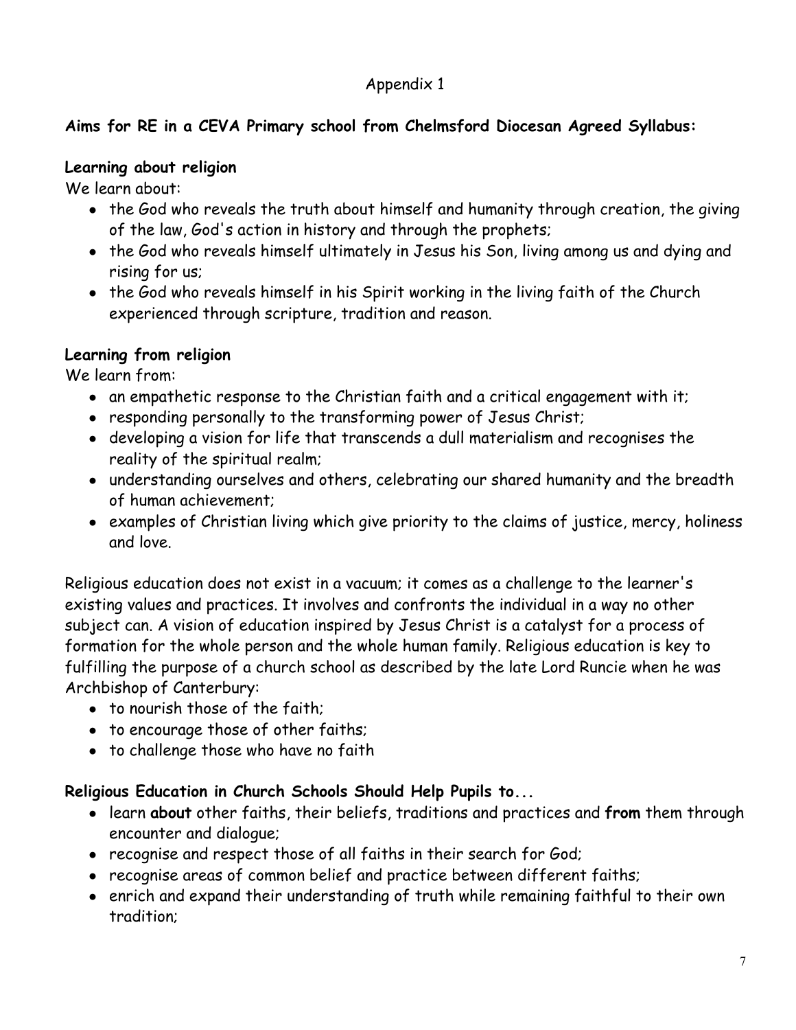Appendix 1

**Aims for RE in a CEVA Primary school from Chelmsford Diocesan Agreed Syllabus:**

**Learning about religion**

We learn about:

- the God who reveals the truth about himself and humanity through creation, the giving of the law, God's action in history and through the prophets;
- the God who reveals himself ultimately in Jesus his Son, living among us and dying and rising for us;
- the God who reveals himself in his Spirit working in the living faith of the Church experienced through scripture, tradition and reason.

**Learning from religion**

We learn from:

- an empathetic response to the Christian faith and a critical engagement with it;
- responding personally to the transforming power of Jesus Christ;
- developing a vision for life that transcends a dull materialism and recognises the reality of the spiritual realm;
- understanding ourselves and others, celebrating our shared humanity and the breadth of human achievement;
- examples of Christian living which give priority to the claims of justice, mercy, holiness and love.

Religious education does not exist in a vacuum; it comes as a challenge to the learner's existing values and practices. It involves and confronts the individual in a way no other subject can. A vision of education inspired by Jesus Christ is a catalyst for a process of formation for the whole person and the whole human family. Religious education is key to fulfilling the purpose of a church school as described by the late Lord Runcie when he was Archbishop of Canterbury:

- to nourish those of the faith;
- to encourage those of other faiths;
- to challenge those who have no faith

**Religious Education in Church Schools Should Help Pupils to...**

- learn **about** other faiths, their beliefs, traditions and practices and **from** them through encounter and dialogue;
- recognise and respect those of all faiths in their search for God;
- recognise areas of common belief and practice between different faiths;
- enrich and expand their understanding of truth while remaining faithful to their own tradition;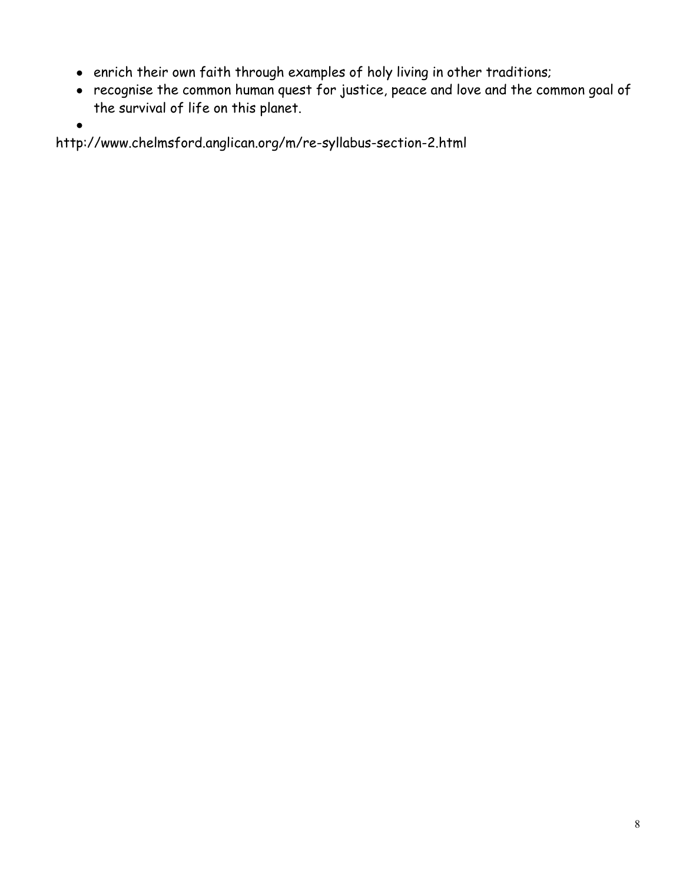- enrich their own faith through examples of holy living in other traditions;
- recognise the common human quest for justice, peace and love and the common goal of the survival of life on this planet.
-

http://www.chelmsford.anglican.org/m/re-syllabus-section-2.html